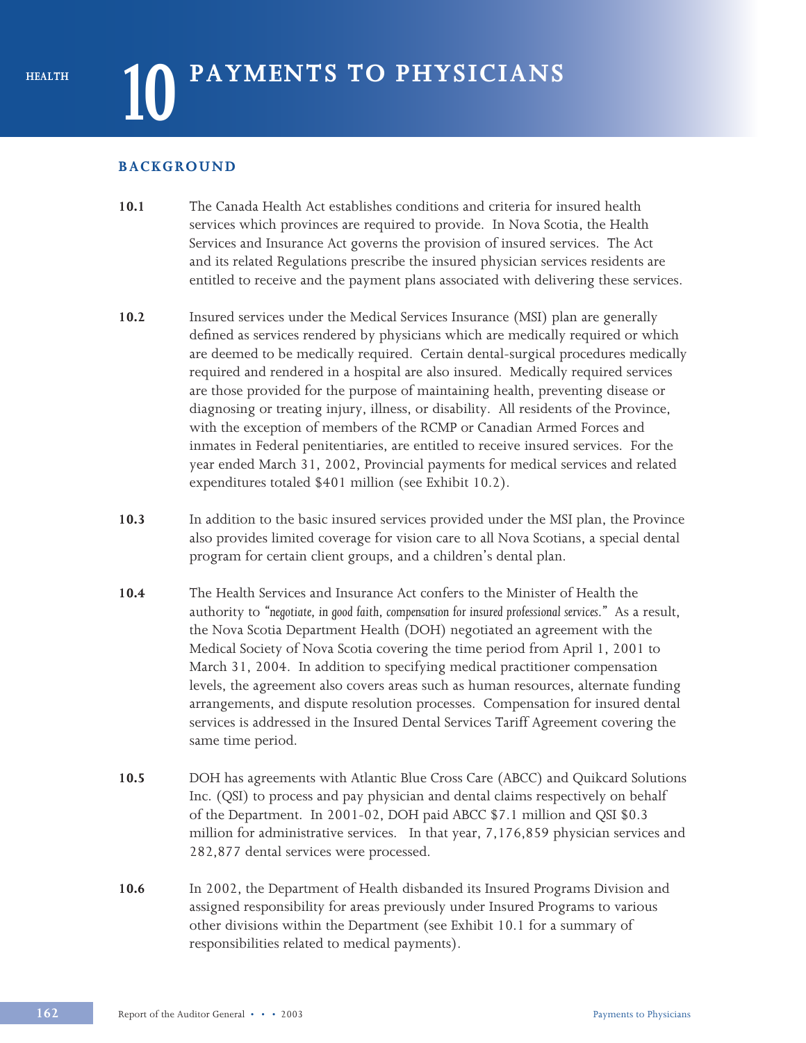HEALTH

# 10 PAYMENTS TO PHYSICIANS

## BACKGROUND

**10.1** The Canada Health Act establishes conditions and criteria for insured health services which provinces are required to provide. In Nova Scotia, the Health Services and Insurance Act governs the provision of insured services. The Act and its related Regulations prescribe the insured physician services residents are entitled to receive and the payment plans associated with delivering these services.

**10.2** Insured services under the Medical Services Insurance (MSI) plan are generally defined as services rendered by physicians which are medically required or which are deemed to be medically required. Certain dental-surgical procedures medically required and rendered in a hospital are also insured. Medically required services are those provided for the purpose of maintaining health, preventing disease or diagnosing or treating injury, illness, or disability. All residents of the Province, with the exception of members of the RCMP or Canadian Armed Forces and inmates in Federal penitentiaries, are entitled to receive insured services. For the year ended March 31, 2002, Provincial payments for medical services and related expenditures totaled $401 million (see Exhibit 10.2).

**10.3** In addition to the basic insured services provided under the MSI plan, the Province also provides limited coverage for vision care to all Nova Scotians, a special dental program for certain client groups, and a children's dental plan.

**10.4** The Health Services and Insurance Act confers to the Minister of Health the authority to *"negotiate, in good faith, compensation for insured professional services."* As a result, the Nova Scotia Department Health (DOH) negotiated an agreement with the Medical Society of Nova Scotia covering the time period from April 1, 2001 to March 31, 2004. In addition to specifying medical practitioner compensation levels, the agreement also covers areas such as human resources, alternate funding arrangements, and dispute resolution processes. Compensation for insured dental services is addressed in the Insured Dental Services Tariff Agreement covering the same time period.

**10.5** DOH has agreements with Atlantic Blue Cross Care (ABCC) and Quikcard Solutions Inc. (QSI) to process and pay physician and dental claims respectively on behalf of the Department. In 2001-02, DOH paid ABCC $7.1 million and QSI $0.3 million for administrative services. In that year, 7,176,859 physician services and 282,877 dental services were processed.

**10.6** In 2002, the Department of Health disbanded its Insured Programs Division and assigned responsibility for areas previously under Insured Programs to various other divisions within the Department (see Exhibit 10.1 for a summary of responsibilities related to medical payments).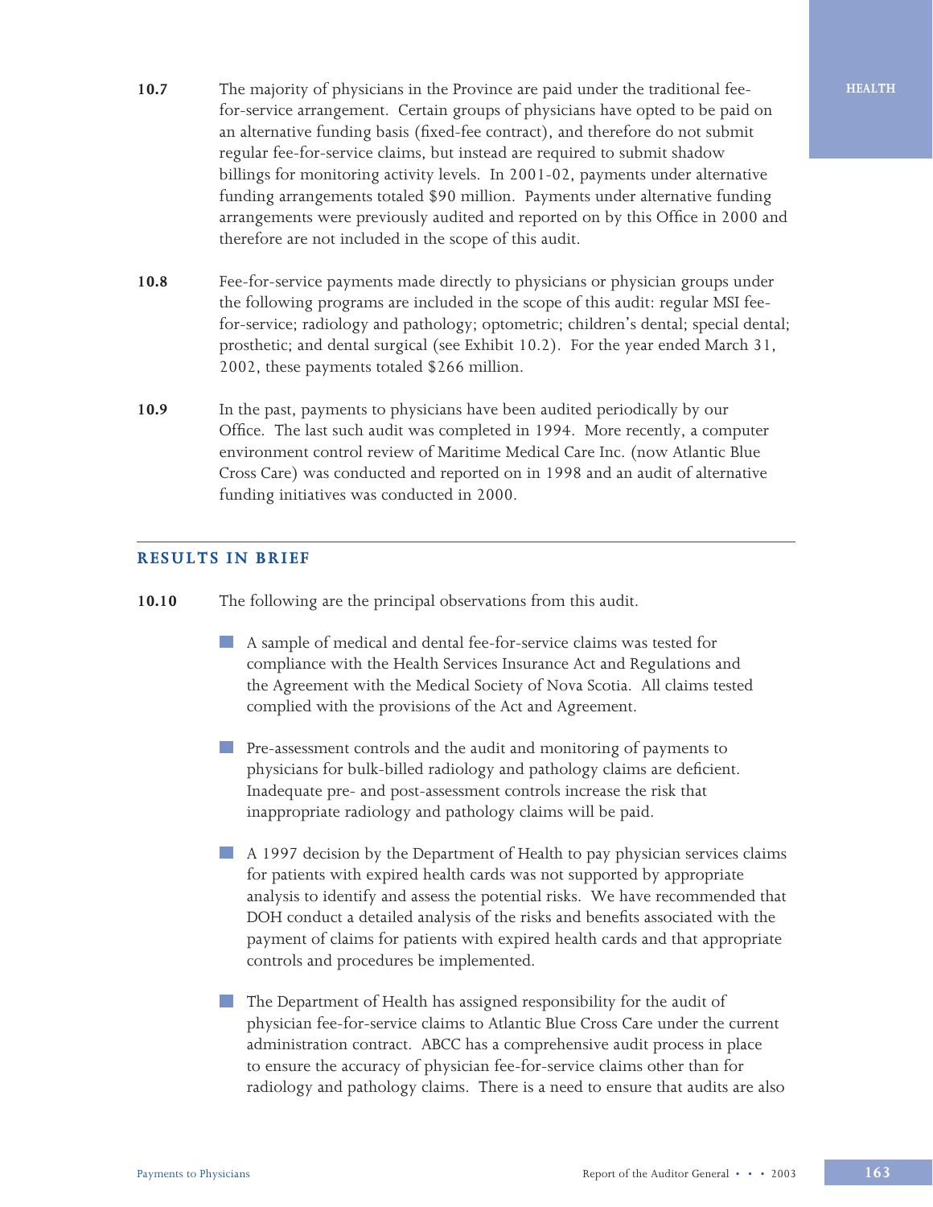**10.7** The majority of physicians in the Province are paid under the traditional fee-for-service arrangement. Certain groups of physicians have opted to be paid on an alternative funding basis (fixed-fee contract), and therefore do not submit regular fee-for-service claims, but instead are required to submit shadow billings for monitoring activity levels. In 2001-02, payments under alternative funding arrangements totaled $90 million. Payments under alternative funding arrangements were previously audited and reported on by this Office in 2000 and therefore are not included in the scope of this audit.

**10.8** Fee-for-service payments made directly to physicians or physician groups under the following programs are included in the scope of this audit: regular MSI fee-for-service; radiology and pathology; optometric; children's dental; special dental; prosthetic; and dental surgical (see Exhibit 10.2). For the year ended March 31, 2002, these payments totaled $266 million.

**10.9** In the past, payments to physicians have been audited periodically by our Office. The last such audit was completed in 1994. More recently, a computer environment control review of Maritime Medical Care Inc. (now Atlantic Blue Cross Care) was conducted and reported on in 1998 and an audit of alternative funding initiatives was conducted in 2000.

## RESULTS IN BRIEF

**10.10** The following are the principal observations from this audit.

- A sample of medical and dental fee-for-service claims was tested for compliance with the Health Services Insurance Act and Regulations and the Agreement with the Medical Society of Nova Scotia. All claims tested complied with the provisions of the Act and Agreement.

- Pre-assessment controls and the audit and monitoring of payments to physicians for bulk-billed radiology and pathology claims are deficient. Inadequate pre- and post-assessment controls increase the risk that inappropriate radiology and pathology claims will be paid.

- A 1997 decision by the Department of Health to pay physician services claims for patients with expired health cards was not supported by appropriate analysis to identify and assess the potential risks. We have recommended that DOH conduct a detailed analysis of the risks and benefits associated with the payment of claims for patients with expired health cards and that appropriate controls and procedures be implemented.

- The Department of Health has assigned responsibility for the audit of physician fee-for-service claims to Atlantic Blue Cross Care under the current administration contract. ABCC has a comprehensive audit process in place to ensure the accuracy of physician fee-for-service claims other than for radiology and pathology claims. There is a need to ensure that audits are also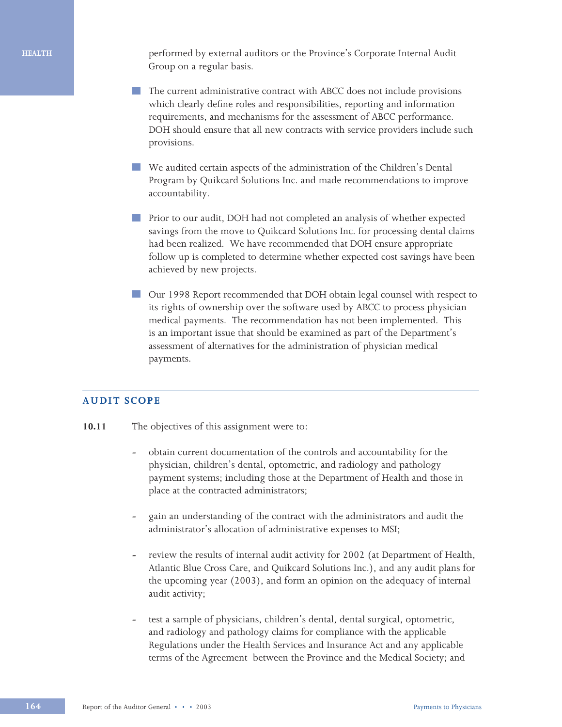performed by external auditors or the Province's Corporate Internal Audit Group on a regular basis.

- The current administrative contract with ABCC does not include provisions which clearly define roles and responsibilities, reporting and information requirements, and mechanisms for the assessment of ABCC performance. DOH should ensure that all new contracts with service providers include such provisions.

- We audited certain aspects of the administration of the Children's Dental Program by Quikcard Solutions Inc. and made recommendations to improve accountability.

- Prior to our audit, DOH had not completed an analysis of whether expected savings from the move to Quikcard Solutions Inc. for processing dental claims had been realized. We have recommended that DOH ensure appropriate follow up is completed to determine whether expected cost savings have been achieved by new projects.

- Our 1998 Report recommended that DOH obtain legal counsel with respect to its rights of ownership over the software used by ABCC to process physician medical payments. The recommendation has not been implemented. This is an important issue that should be examined as part of the Department's assessment of alternatives for the administration of physician medical payments.

## AUDIT SCOPE

**10.11** The objectives of this assignment were to:

- obtain current documentation of the controls and accountability for the physician, children's dental, optometric, and radiology and pathology payment systems; including those at the Department of Health and those in place at the contracted administrators;

- gain an understanding of the contract with the administrators and audit the administrator's allocation of administrative expenses to MSI;

- review the results of internal audit activity for 2002 (at Department of Health, Atlantic Blue Cross Care, and Quikcard Solutions Inc.), and any audit plans for the upcoming year (2003), and form an opinion on the adequacy of internal audit activity;

- test a sample of physicians, children's dental, dental surgical, optometric, and radiology and pathology claims for compliance with the applicable Regulations under the Health Services and Insurance Act and any applicable terms of the Agreement between the Province and the Medical Society; and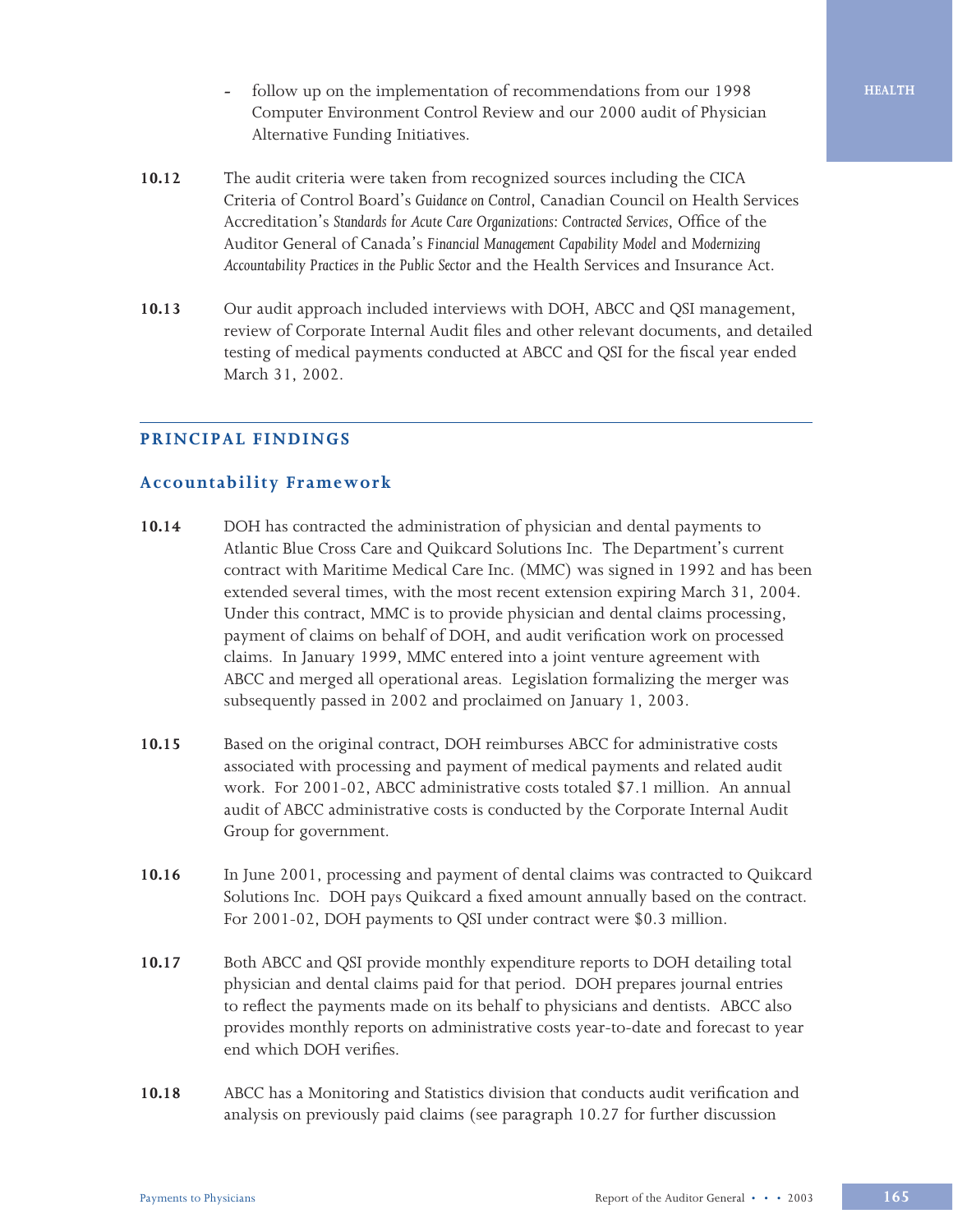- follow up on the implementation of recommendations from our 1998 Computer Environment Control Review and our 2000 audit of Physician Alternative Funding Initiatives.

**10.12** The audit criteria were taken from recognized sources including the CICA Criteria of Control Board's *Guidance on Control*, Canadian Council on Health Services Accreditation's *Standards for Acute Care Organizations: Contracted Services*, Office of the Auditor General of Canada's *Financial Management Capability Model* and *Modernizing Accountability Practices in the Public Sector* and the Health Services and Insurance Act.

**10.13** Our audit approach included interviews with DOH, ABCC and QSI management, review of Corporate Internal Audit files and other relevant documents, and detailed testing of medical payments conducted at ABCC and QSI for the fiscal year ended March 31, 2002.

## PRINCIPAL FINDINGS

### Accountability Framework

**10.14** DOH has contracted the administration of physician and dental payments to Atlantic Blue Cross Care and Quikcard Solutions Inc. The Department's current contract with Maritime Medical Care Inc. (MMC) was signed in 1992 and has been extended several times, with the most recent extension expiring March 31, 2004. Under this contract, MMC is to provide physician and dental claims processing, payment of claims on behalf of DOH, and audit verification work on processed claims. In January 1999, MMC entered into a joint venture agreement with ABCC and merged all operational areas. Legislation formalizing the merger was subsequently passed in 2002 and proclaimed on January 1, 2003.

**10.15** Based on the original contract, DOH reimburses ABCC for administrative costs associated with processing and payment of medical payments and related audit work. For 2001-02, ABCC administrative costs totaled $7.1 million. An annual audit of ABCC administrative costs is conducted by the Corporate Internal Audit Group for government.

**10.16** In June 2001, processing and payment of dental claims was contracted to Quikcard Solutions Inc. DOH pays Quikcard a fixed amount annually based on the contract. For 2001-02, DOH payments to QSI under contract were $0.3 million.

**10.17** Both ABCC and QSI provide monthly expenditure reports to DOH detailing total physician and dental claims paid for that period. DOH prepares journal entries to reflect the payments made on its behalf to physicians and dentists. ABCC also provides monthly reports on administrative costs year-to-date and forecast to year end which DOH verifies.

**10.18** ABCC has a Monitoring and Statistics division that conducts audit verification and analysis on previously paid claims (see paragraph 10.27 for further discussion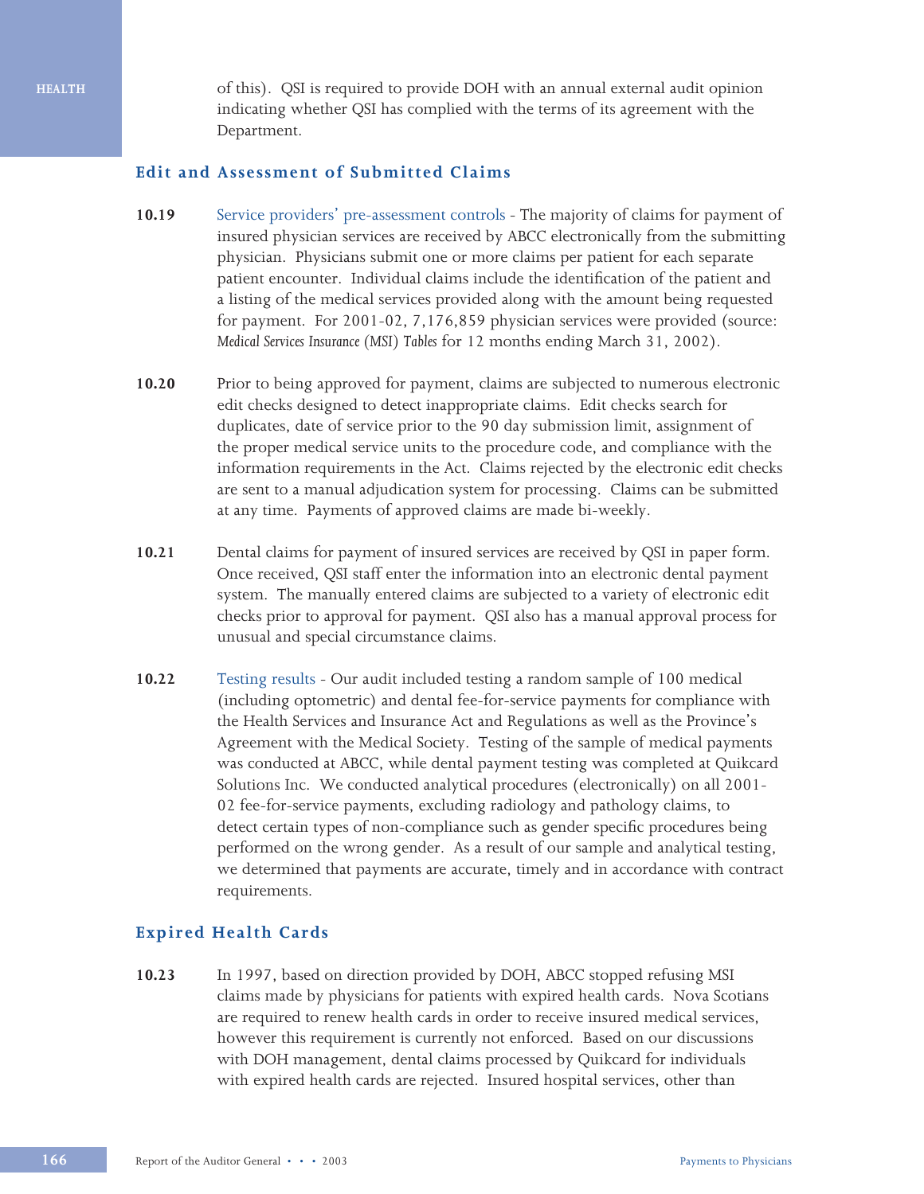of this). QSI is required to provide DOH with an annual external audit opinion indicating whether QSI has complied with the terms of its agreement with the Department.

## Edit and Assessment of Submitted Claims

**10.19** Service providers' pre-assessment controls - The majority of claims for payment of insured physician services are received by ABCC electronically from the submitting physician. Physicians submit one or more claims per patient for each separate patient encounter. Individual claims include the identification of the patient and a listing of the medical services provided along with the amount being requested for payment. For 2001-02, 7,176,859 physician services were provided (source: *Medical Services Insurance (MSI) Tables* for 12 months ending March 31, 2002).

**10.20** Prior to being approved for payment, claims are subjected to numerous electronic edit checks designed to detect inappropriate claims. Edit checks search for duplicates, date of service prior to the 90 day submission limit, assignment of the proper medical service units to the procedure code, and compliance with the information requirements in the Act. Claims rejected by the electronic edit checks are sent to a manual adjudication system for processing. Claims can be submitted at any time. Payments of approved claims are made bi-weekly.

**10.21** Dental claims for payment of insured services are received by QSI in paper form. Once received, QSI staff enter the information into an electronic dental payment system. The manually entered claims are subjected to a variety of electronic edit checks prior to approval for payment. QSI also has a manual approval process for unusual and special circumstance claims.

**10.22** Testing results - Our audit included testing a random sample of 100 medical (including optometric) and dental fee-for-service payments for compliance with the Health Services and Insurance Act and Regulations as well as the Province's Agreement with the Medical Society. Testing of the sample of medical payments was conducted at ABCC, while dental payment testing was completed at Quikcard Solutions Inc. We conducted analytical procedures (electronically) on all 2001-02 fee-for-service payments, excluding radiology and pathology claims, to detect certain types of non-compliance such as gender specific procedures being performed on the wrong gender. As a result of our sample and analytical testing, we determined that payments are accurate, timely and in accordance with contract requirements.

## Expired Health Cards

**10.23** In 1997, based on direction provided by DOH, ABCC stopped refusing MSI claims made by physicians for patients with expired health cards. Nova Scotians are required to renew health cards in order to receive insured medical services, however this requirement is currently not enforced. Based on our discussions with DOH management, dental claims processed by Quikcard for individuals with expired health cards are rejected. Insured hospital services, other than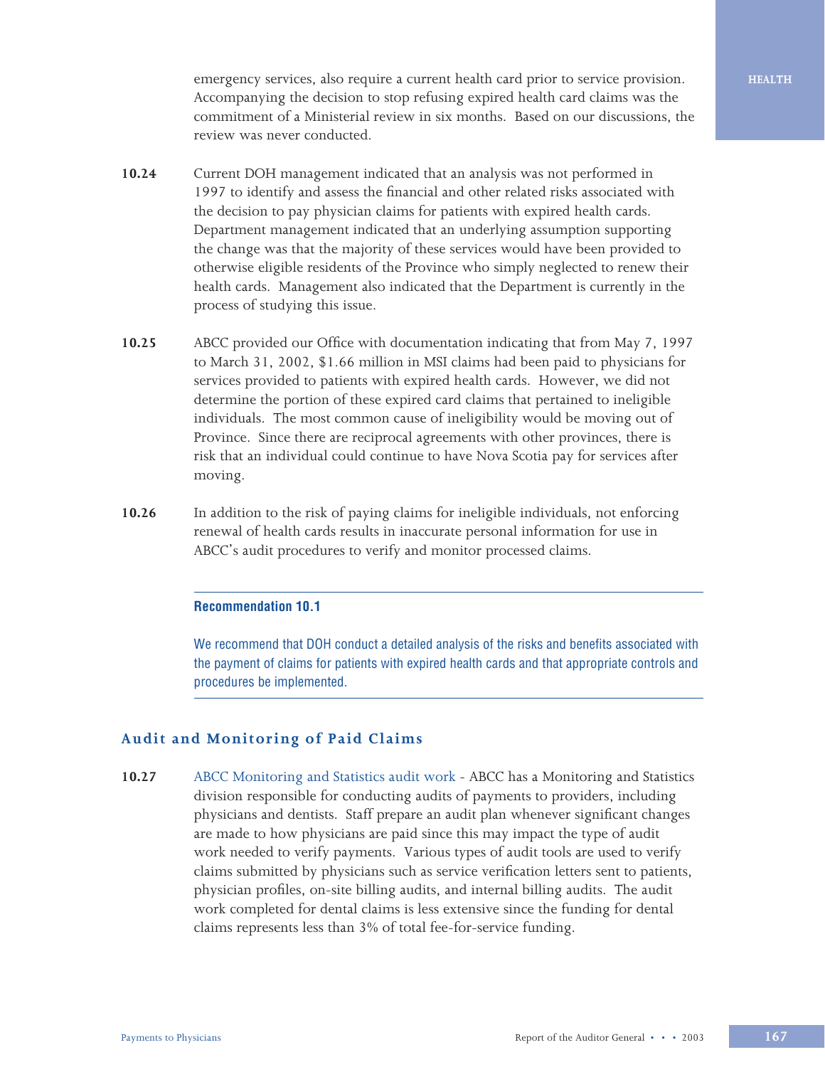emergency services, also require a current health card prior to service provision. Accompanying the decision to stop refusing expired health card claims was the commitment of a Ministerial review in six months. Based on our discussions, the review was never conducted.

**10.24** Current DOH management indicated that an analysis was not performed in 1997 to identify and assess the financial and other related risks associated with the decision to pay physician claims for patients with expired health cards. Department management indicated that an underlying assumption supporting the change was that the majority of these services would have been provided to otherwise eligible residents of the Province who simply neglected to renew their health cards. Management also indicated that the Department is currently in the process of studying this issue.

**10.25** ABCC provided our Office with documentation indicating that from May 7, 1997 to March 31, 2002, $1.66 million in MSI claims had been paid to physicians for services provided to patients with expired health cards. However, we did not determine the portion of these expired card claims that pertained to ineligible individuals. The most common cause of ineligibility would be moving out of Province. Since there are reciprocal agreements with other provinces, there is risk that an individual could continue to have Nova Scotia pay for services after moving.

**10.26** In addition to the risk of paying claims for ineligible individuals, not enforcing renewal of health cards results in inaccurate personal information for use in ABCC's audit procedures to verify and monitor processed claims.

---

**Recommendation 10.1**

We recommend that DOH conduct a detailed analysis of the risks and benefits associated with the payment of claims for patients with expired health cards and that appropriate controls and procedures be implemented.

---

## Audit and Monitoring of Paid Claims

**10.27** ABCC Monitoring and Statistics audit work - ABCC has a Monitoring and Statistics division responsible for conducting audits of payments to providers, including physicians and dentists. Staff prepare an audit plan whenever significant changes are made to how physicians are paid since this may impact the type of audit work needed to verify payments. Various types of audit tools are used to verify claims submitted by physicians such as service verification letters sent to patients, physician profiles, on-site billing audits, and internal billing audits. The audit work completed for dental claims is less extensive since the funding for dental claims represents less than 3% of total fee-for-service funding.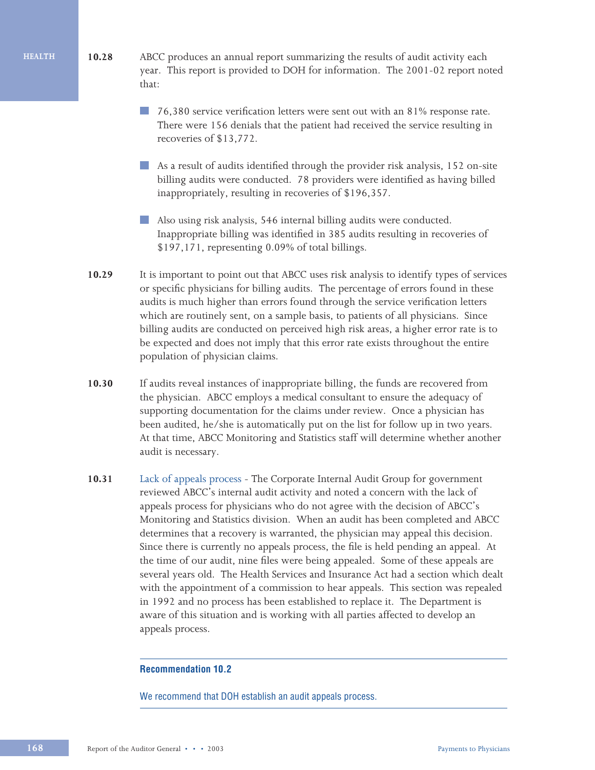**10.28** ABCC produces an annual report summarizing the results of audit activity each year. This report is provided to DOH for information. The 2001-02 report noted that:

- 76,380 service verification letters were sent out with an 81% response rate. There were 156 denials that the patient had received the service resulting in recoveries of $13,772.
- As a result of audits identified through the provider risk analysis, 152 on-site billing audits were conducted. 78 providers were identified as having billed inappropriately, resulting in recoveries of $196,357.
- Also using risk analysis, 546 internal billing audits were conducted. Inappropriate billing was identified in 385 audits resulting in recoveries of $197,171, representing 0.09% of total billings.

**10.29** It is important to point out that ABCC uses risk analysis to identify types of services or specific physicians for billing audits. The percentage of errors found in these audits is much higher than errors found through the service verification letters which are routinely sent, on a sample basis, to patients of all physicians. Since billing audits are conducted on perceived high risk areas, a higher error rate is to be expected and does not imply that this error rate exists throughout the entire population of physician claims.

**10.30** If audits reveal instances of inappropriate billing, the funds are recovered from the physician. ABCC employs a medical consultant to ensure the adequacy of supporting documentation for the claims under review. Once a physician has been audited, he/she is automatically put on the list for follow up in two years. At that time, ABCC Monitoring and Statistics staff will determine whether another audit is necessary.

**10.31** Lack of appeals process - The Corporate Internal Audit Group for government reviewed ABCC's internal audit activity and noted a concern with the lack of appeals process for physicians who do not agree with the decision of ABCC's Monitoring and Statistics division. When an audit has been completed and ABCC determines that a recovery is warranted, the physician may appeal this decision. Since there is currently no appeals process, the file is held pending an appeal. At the time of our audit, nine files were being appealed. Some of these appeals are several years old. The Health Services and Insurance Act had a section which dealt with the appointment of a commission to hear appeals. This section was repealed in 1992 and no process has been established to replace it. The Department is aware of this situation and is working with all parties affected to develop an appeals process.

---

**Recommendation 10.2**

We recommend that DOH establish an audit appeals process.

---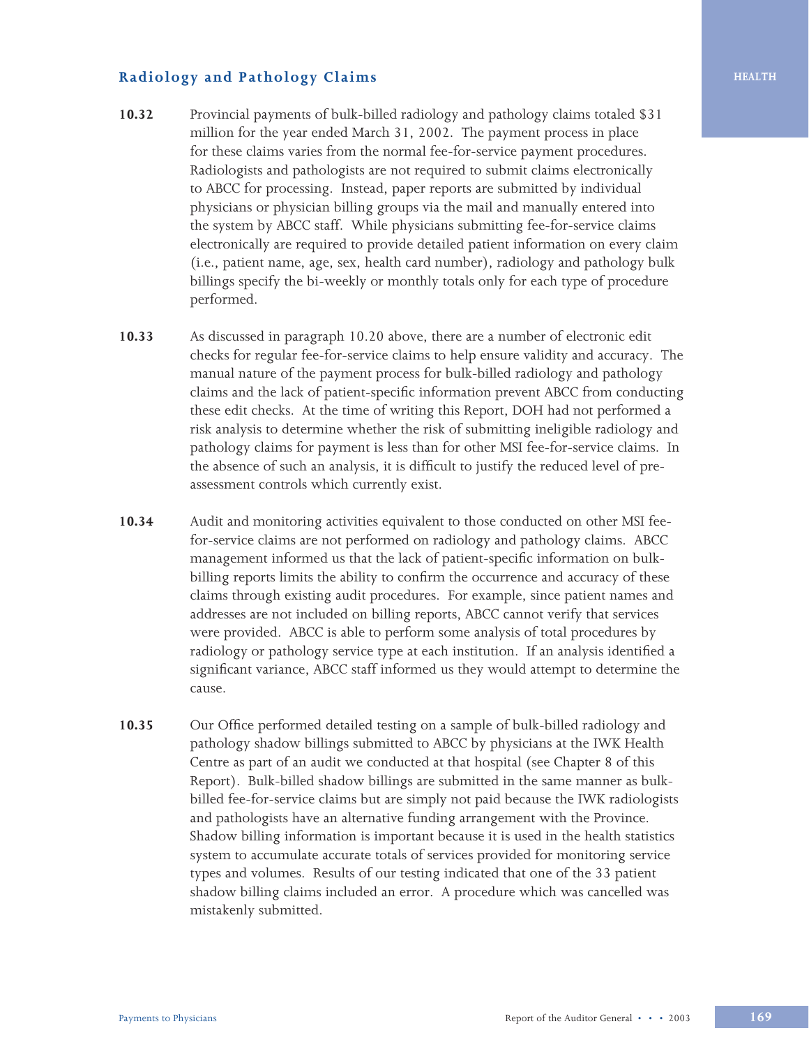### Radiology and Pathology Claims

**10.32** Provincial payments of bulk-billed radiology and pathology claims totaled $31 million for the year ended March 31, 2002. The payment process in place for these claims varies from the normal fee-for-service payment procedures. Radiologists and pathologists are not required to submit claims electronically to ABCC for processing. Instead, paper reports are submitted by individual physicians or physician billing groups via the mail and manually entered into the system by ABCC staff. While physicians submitting fee-for-service claims electronically are required to provide detailed patient information on every claim (i.e., patient name, age, sex, health card number), radiology and pathology bulk billings specify the bi-weekly or monthly totals only for each type of procedure performed.

**10.33** As discussed in paragraph 10.20 above, there are a number of electronic edit checks for regular fee-for-service claims to help ensure validity and accuracy. The manual nature of the payment process for bulk-billed radiology and pathology claims and the lack of patient-specific information prevent ABCC from conducting these edit checks. At the time of writing this Report, DOH had not performed a risk analysis to determine whether the risk of submitting ineligible radiology and pathology claims for payment is less than for other MSI fee-for-service claims. In the absence of such an analysis, it is difficult to justify the reduced level of pre-assessment controls which currently exist.

**10.34** Audit and monitoring activities equivalent to those conducted on other MSI fee-for-service claims are not performed on radiology and pathology claims. ABCC management informed us that the lack of patient-specific information on bulk-billing reports limits the ability to confirm the occurrence and accuracy of these claims through existing audit procedures. For example, since patient names and addresses are not included on billing reports, ABCC cannot verify that services were provided. ABCC is able to perform some analysis of total procedures by radiology or pathology service type at each institution. If an analysis identified a significant variance, ABCC staff informed us they would attempt to determine the cause.

**10.35** Our Office performed detailed testing on a sample of bulk-billed radiology and pathology shadow billings submitted to ABCC by physicians at the IWK Health Centre as part of an audit we conducted at that hospital (see Chapter 8 of this Report). Bulk-billed shadow billings are submitted in the same manner as bulk-billed fee-for-service claims but are simply not paid because the IWK radiologists and pathologists have an alternative funding arrangement with the Province. Shadow billing information is important because it is used in the health statistics system to accumulate accurate totals of services provided for monitoring service types and volumes. Results of our testing indicated that one of the 33 patient shadow billing claims included an error. A procedure which was cancelled was mistakenly submitted.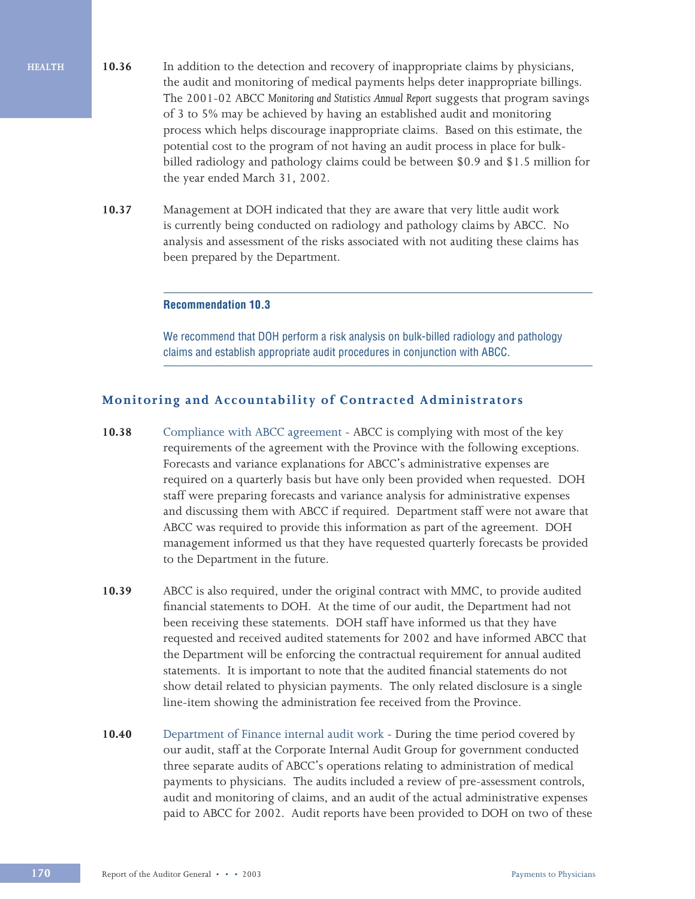**10.36** In addition to the detection and recovery of inappropriate claims by physicians, the audit and monitoring of medical payments helps deter inappropriate billings. The 2001-02 ABCC *Monitoring and Statistics Annual Report* suggests that program savings of 3 to 5% may be achieved by having an established audit and monitoring process which helps discourage inappropriate claims. Based on this estimate, the potential cost to the program of not having an audit process in place for bulk-billed radiology and pathology claims could be between $0.9 and $1.5 million for the year ended March 31, 2002.

**10.37** Management at DOH indicated that they are aware that very little audit work is currently being conducted on radiology and pathology claims by ABCC. No analysis and assessment of the risks associated with not auditing these claims has been prepared by the Department.

---

**Recommendation 10.3**

We recommend that DOH perform a risk analysis on bulk-billed radiology and pathology claims and establish appropriate audit procedures in conjunction with ABCC.

---

## Monitoring and Accountability of Contracted Administrators

**10.38** Compliance with ABCC agreement - ABCC is complying with most of the key requirements of the agreement with the Province with the following exceptions. Forecasts and variance explanations for ABCC's administrative expenses are required on a quarterly basis but have only been provided when requested. DOH staff were preparing forecasts and variance analysis for administrative expenses and discussing them with ABCC if required. Department staff were not aware that ABCC was required to provide this information as part of the agreement. DOH management informed us that they have requested quarterly forecasts be provided to the Department in the future.

**10.39** ABCC is also required, under the original contract with MMC, to provide audited financial statements to DOH. At the time of our audit, the Department had not been receiving these statements. DOH staff have informed us that they have requested and received audited statements for 2002 and have informed ABCC that the Department will be enforcing the contractual requirement for annual audited statements. It is important to note that the audited financial statements do not show detail related to physician payments. The only related disclosure is a single line-item showing the administration fee received from the Province.

**10.40** Department of Finance internal audit work - During the time period covered by our audit, staff at the Corporate Internal Audit Group for government conducted three separate audits of ABCC's operations relating to administration of medical payments to physicians. The audits included a review of pre-assessment controls, audit and monitoring of claims, and an audit of the actual administrative expenses paid to ABCC for 2002. Audit reports have been provided to DOH on two of these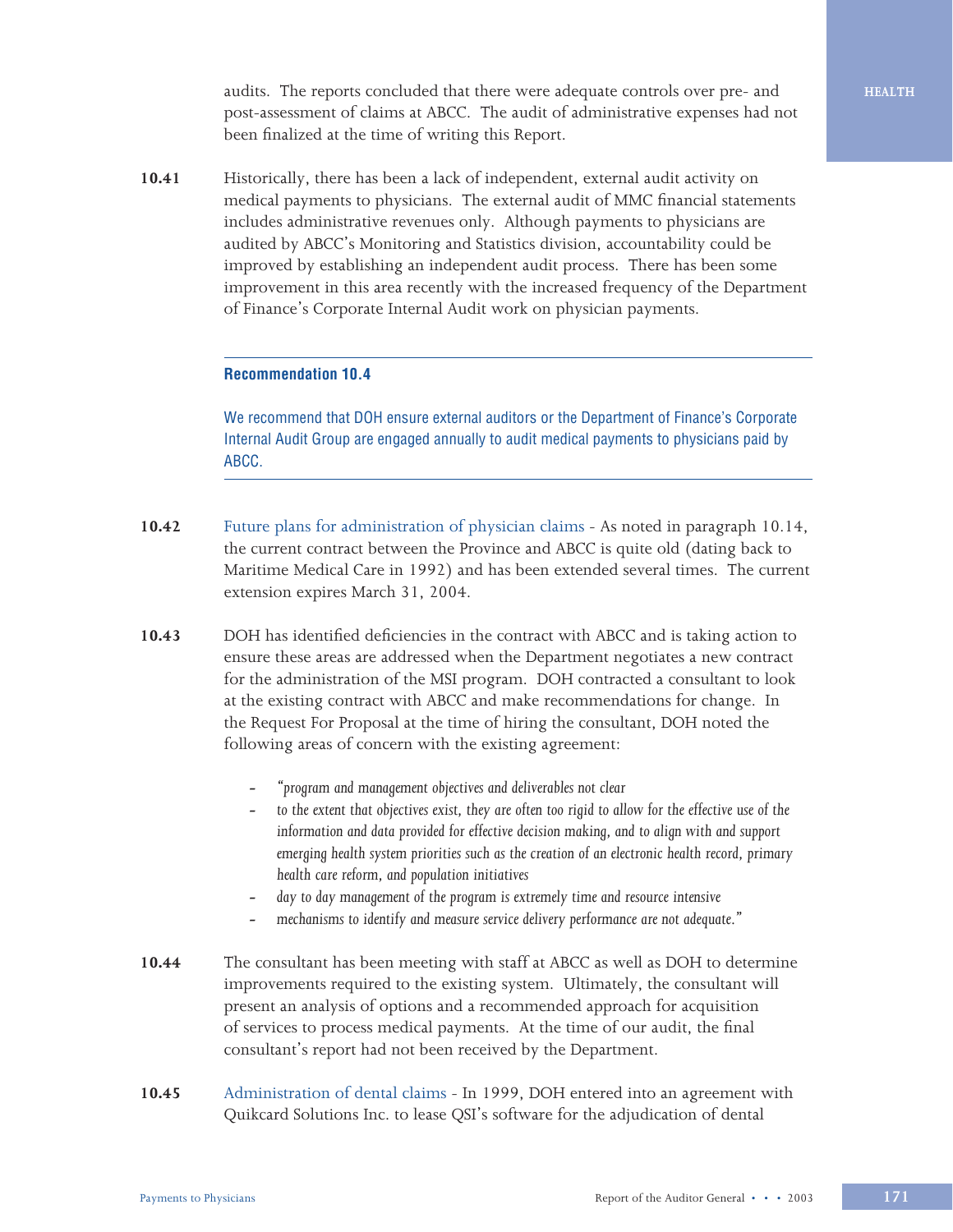audits. The reports concluded that there were adequate controls over pre- and post-assessment of claims at ABCC. The audit of administrative expenses had not been finalized at the time of writing this Report.

**10.41** Historically, there has been a lack of independent, external audit activity on medical payments to physicians. The external audit of MMC financial statements includes administrative revenues only. Although payments to physicians are audited by ABCC's Monitoring and Statistics division, accountability could be improved by establishing an independent audit process. There has been some improvement in this area recently with the increased frequency of the Department of Finance's Corporate Internal Audit work on physician payments.

---

**Recommendation 10.4**

We recommend that DOH ensure external auditors or the Department of Finance's Corporate Internal Audit Group are engaged annually to audit medical payments to physicians paid by ABCC.

---

**10.42** Future plans for administration of physician claims - As noted in paragraph 10.14, the current contract between the Province and ABCC is quite old (dating back to Maritime Medical Care in 1992) and has been extended several times. The current extension expires March 31, 2004.

**10.43** DOH has identified deficiencies in the contract with ABCC and is taking action to ensure these areas are addressed when the Department negotiates a new contract for the administration of the MSI program. DOH contracted a consultant to look at the existing contract with ABCC and make recommendations for change. In the Request For Proposal at the time of hiring the consultant, DOH noted the following areas of concern with the existing agreement:

- *"program and management objectives and deliverables not clear*
- *to the extent that objectives exist, they are often too rigid to allow for the effective use of the information and data provided for effective decision making, and to align with and support emerging health system priorities such as the creation of an electronic health record, primary health care reform, and population initiatives*
- *day to day management of the program is extremely time and resource intensive*
- *mechanisms to identify and measure service delivery performance are not adequate."*

**10.44** The consultant has been meeting with staff at ABCC as well as DOH to determine improvements required to the existing system. Ultimately, the consultant will present an analysis of options and a recommended approach for acquisition of services to process medical payments. At the time of our audit, the final consultant's report had not been received by the Department.

**10.45** Administration of dental claims - In 1999, DOH entered into an agreement with Quikcard Solutions Inc. to lease QSI's software for the adjudication of dental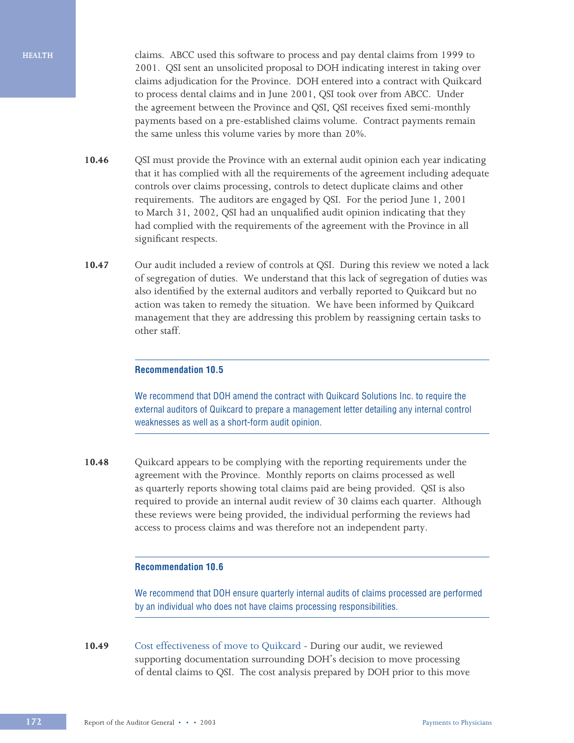claims. ABCC used this software to process and pay dental claims from 1999 to 2001. QSI sent an unsolicited proposal to DOH indicating interest in taking over claims adjudication for the Province. DOH entered into a contract with Quikcard to process dental claims and in June 2001, QSI took over from ABCC. Under the agreement between the Province and QSI, QSI receives fixed semi-monthly payments based on a pre-established claims volume. Contract payments remain the same unless this volume varies by more than 20%.

**10.46** QSI must provide the Province with an external audit opinion each year indicating that it has complied with all the requirements of the agreement including adequate controls over claims processing, controls to detect duplicate claims and other requirements. The auditors are engaged by QSI. For the period June 1, 2001 to March 31, 2002, QSI had an unqualified audit opinion indicating that they had complied with the requirements of the agreement with the Province in all significant respects.

**10.47** Our audit included a review of controls at QSI. During this review we noted a lack of segregation of duties. We understand that this lack of segregation of duties was also identified by the external auditors and verbally reported to Quikcard but no action was taken to remedy the situation. We have been informed by Quikcard management that they are addressing this problem by reassigning certain tasks to other staff.

---

**Recommendation 10.5**

We recommend that DOH amend the contract with Quikcard Solutions Inc. to require the external auditors of Quikcard to prepare a management letter detailing any internal control weaknesses as well as a short-form audit opinion.

---

**10.48** Quikcard appears to be complying with the reporting requirements under the agreement with the Province. Monthly reports on claims processed as well as quarterly reports showing total claims paid are being provided. QSI is also required to provide an internal audit review of 30 claims each quarter. Although these reviews were being provided, the individual performing the reviews had access to process claims and was therefore not an independent party.

---

**Recommendation 10.6**

We recommend that DOH ensure quarterly internal audits of claims processed are performed by an individual who does not have claims processing responsibilities.

---

**10.49** Cost effectiveness of move to Quikcard - During our audit, we reviewed supporting documentation surrounding DOH's decision to move processing of dental claims to QSI. The cost analysis prepared by DOH prior to this move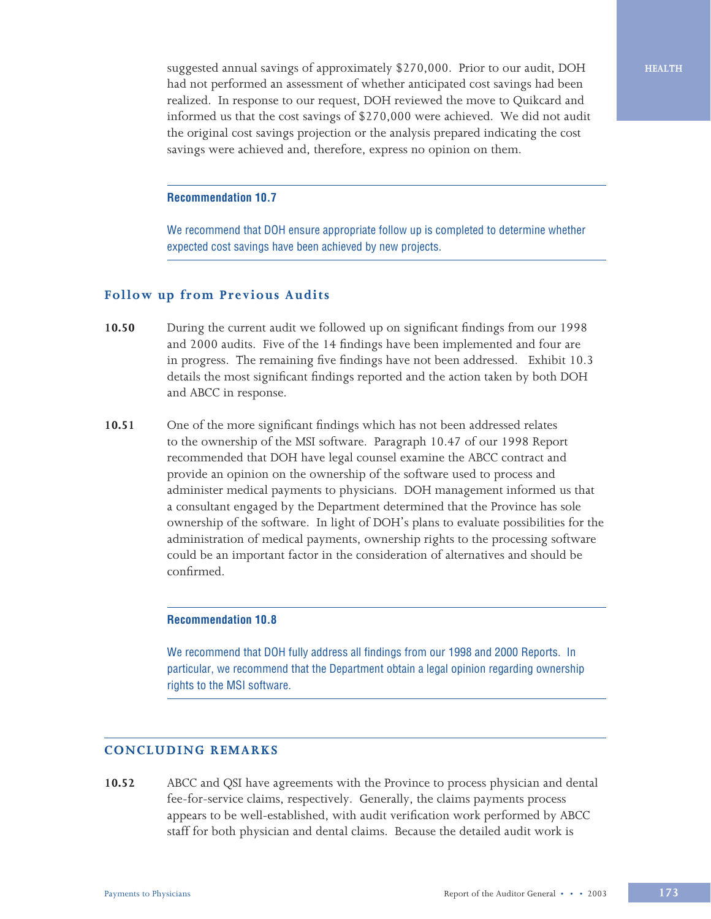suggested annual savings of approximately $270,000. Prior to our audit, DOH had not performed an assessment of whether anticipated cost savings had been realized. In response to our request, DOH reviewed the move to Quikcard and informed us that the cost savings of $270,000 were achieved. We did not audit the original cost savings projection or the analysis prepared indicating the cost savings were achieved and, therefore, express no opinion on them.

**Recommendation 10.7**

We recommend that DOH ensure appropriate follow up is completed to determine whether expected cost savings have been achieved by new projects.

### Follow up from Previous Audits

**10.50** During the current audit we followed up on significant findings from our 1998 and 2000 audits. Five of the 14 findings have been implemented and four are in progress. The remaining five findings have not been addressed. Exhibit 10.3 details the most significant findings reported and the action taken by both DOH and ABCC in response.

**10.51** One of the more significant findings which has not been addressed relates to the ownership of the MSI software. Paragraph 10.47 of our 1998 Report recommended that DOH have legal counsel examine the ABCC contract and provide an opinion on the ownership of the software used to process and administer medical payments to physicians. DOH management informed us that a consultant engaged by the Department determined that the Province has sole ownership of the software. In light of DOH's plans to evaluate possibilities for the administration of medical payments, ownership rights to the processing software could be an important factor in the consideration of alternatives and should be confirmed.

**Recommendation 10.8**

We recommend that DOH fully address all findings from our 1998 and 2000 Reports. In particular, we recommend that the Department obtain a legal opinion regarding ownership rights to the MSI software.

## CONCLUDING REMARKS

**10.52** ABCC and QSI have agreements with the Province to process physician and dental fee-for-service claims, respectively. Generally, the claims payments process appears to be well-established, with audit verification work performed by ABCC staff for both physician and dental claims. Because the detailed audit work is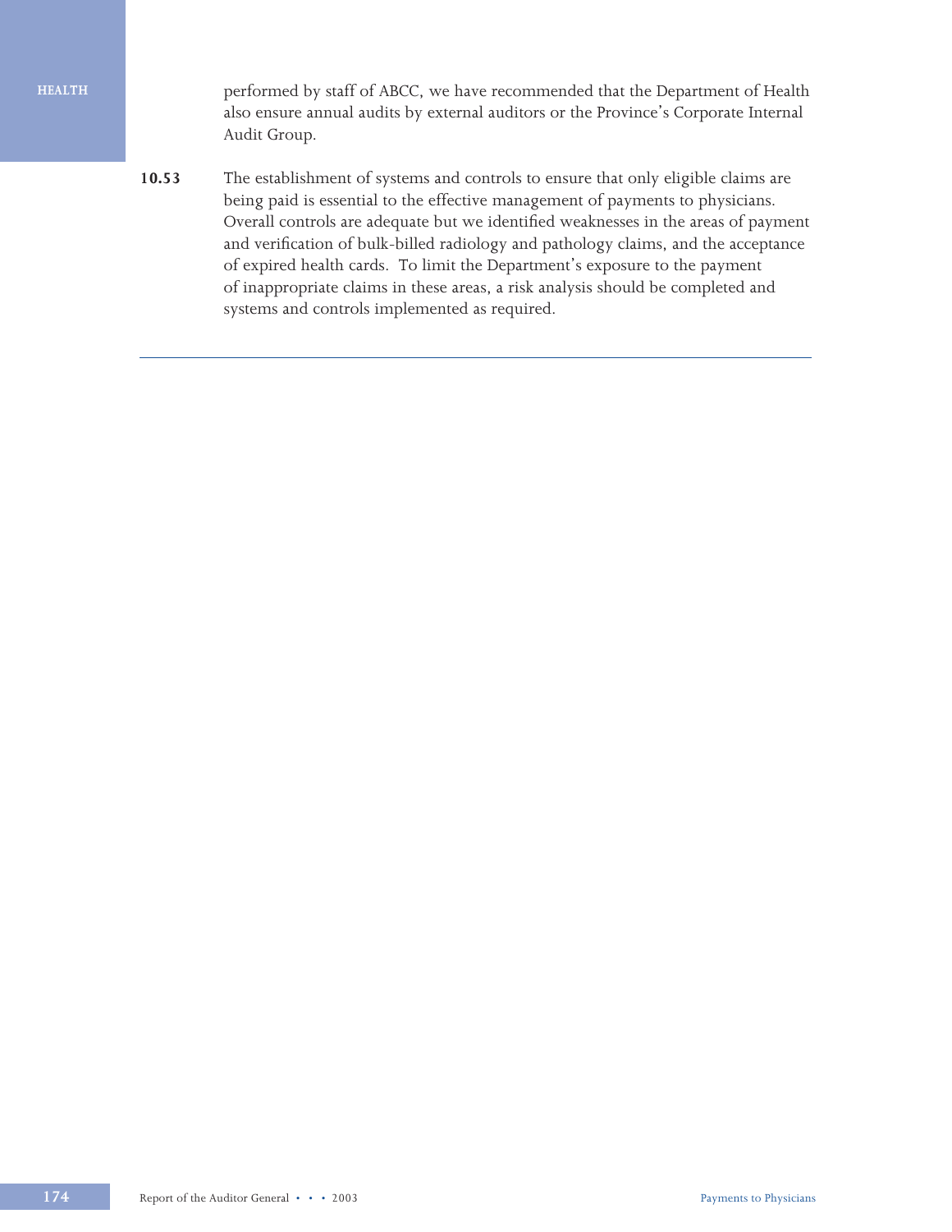performed by staff of ABCC, we have recommended that the Department of Health also ensure annual audits by external auditors or the Province's Corporate Internal Audit Group.

**10.53** The establishment of systems and controls to ensure that only eligible claims are being paid is essential to the effective management of payments to physicians. Overall controls are adequate but we identified weaknesses in the areas of payment and verification of bulk-billed radiology and pathology claims, and the acceptance of expired health cards. To limit the Department's exposure to the payment of inappropriate claims in these areas, a risk analysis should be completed and systems and controls implemented as required.

---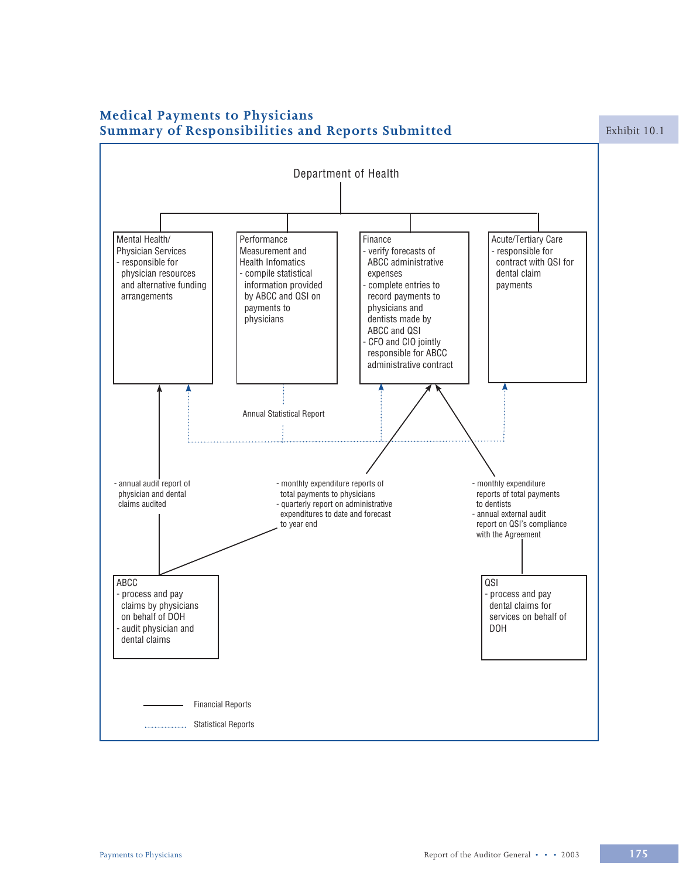## Medical Payments to Physicians
## Summary of Responsibilities and Reports Submitted

Exhibit 10.1

Department of Health

**Mental Health/ Physician Services**
- responsible for physician resources and alternative funding arrangements

**Performance Measurement and Health Infomatics**
- compile statistical information provided by ABCC and QSI on payments to physicians

**Finance**
- verify forecasts of ABCC administrative expenses
- complete entries to record payments to physicians and dentists made by ABCC and QSI
- CFO and CIO jointly responsible for ABCC administrative contract

**Acute/Tertiary Care**
- responsible for contract with QSI for dental claim payments

Annual Statistical Report

- annual audit report of physician and dental claims audited

- monthly expenditure reports of total payments to physicians
- quarterly report on administrative expenditures to date and forecast to year end

- monthly expenditure reports of total payments to dentists
- annual external audit report on QSI's compliance with the Agreement

**ABCC**
- process and pay claims by physicians on behalf of DOH
- audit physician and dental claims

**QSI**
- process and pay dental claims for services on behalf of DOH

Legend:
- ——— Financial Reports
- ........ Statistical Reports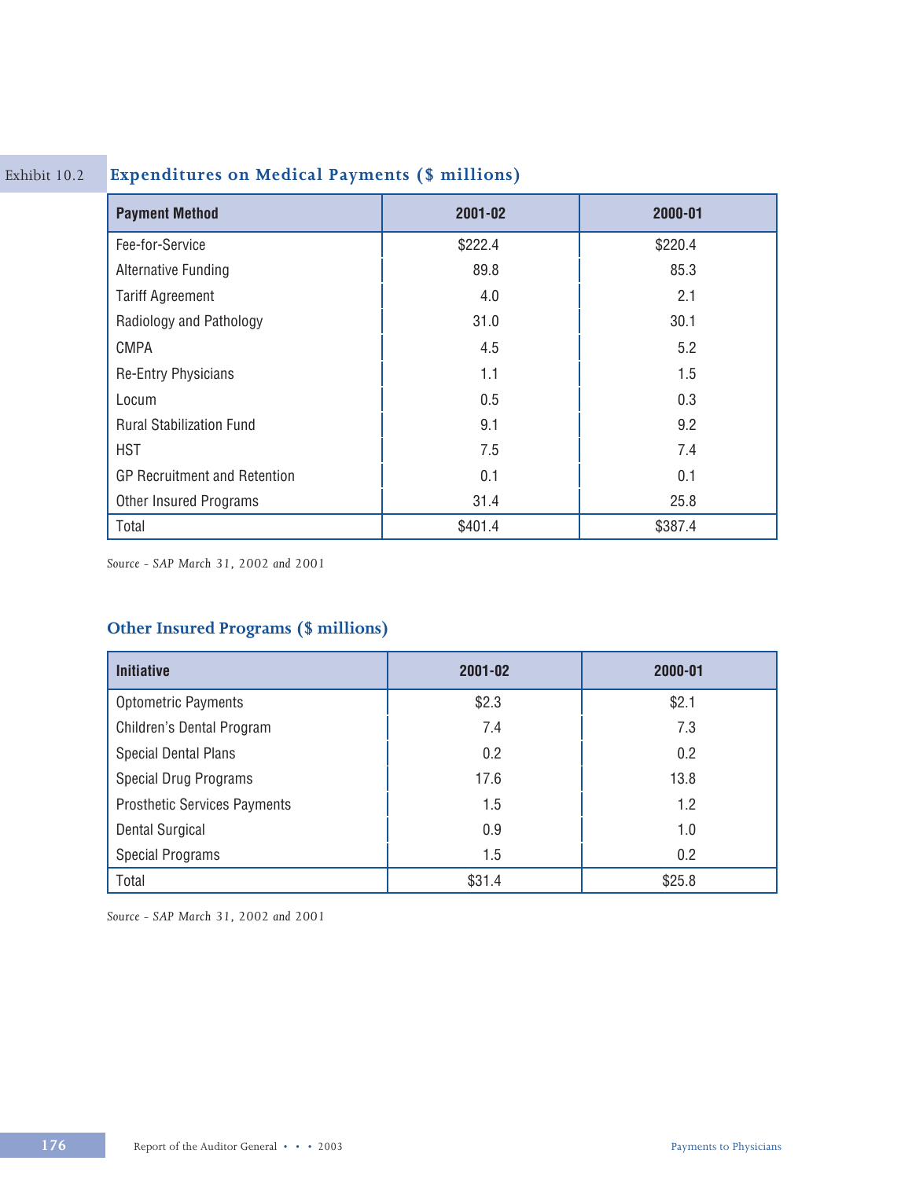Exhibit 10.2 **Expenditures on Medical Payments ($ millions)**

| Payment Method | 2001-02 | 2000-01 |
|---|---|---|
| Fee-for-Service | $222.4 | $220.4 |
| Alternative Funding | 89.8 | 85.3 |
| Tariff Agreement | 4.0 | 2.1 |
| Radiology and Pathology | 31.0 | 30.1 |
| CMPA | 4.5 | 5.2 |
| Re-Entry Physicians | 1.1 | 1.5 |
| Locum | 0.5 | 0.3 |
| Rural Stabilization Fund | 9.1 | 9.2 |
| HST | 7.5 | 7.4 |
| GP Recruitment and Retention | 0.1 | 0.1 |
| Other Insured Programs | 31.4 | 25.8 |
| Total | $401.4 | $387.4 |

*Source - SAP March 31, 2002 and 2001*

**Other Insured Programs ($ millions)**

| Initiative | 2001-02 | 2000-01 |
|---|---|---|
| Optometric Payments | $2.3 | $2.1 |
| Children's Dental Program | 7.4 | 7.3 |
| Special Dental Plans | 0.2 | 0.2 |
| Special Drug Programs | 17.6 | 13.8 |
| Prosthetic Services Payments | 1.5 | 1.2 |
| Dental Surgical | 0.9 | 1.0 |
| Special Programs | 1.5 | 0.2 |
| Total | $31.4 | $25.8 |

*Source - SAP March 31, 2002 and 2001*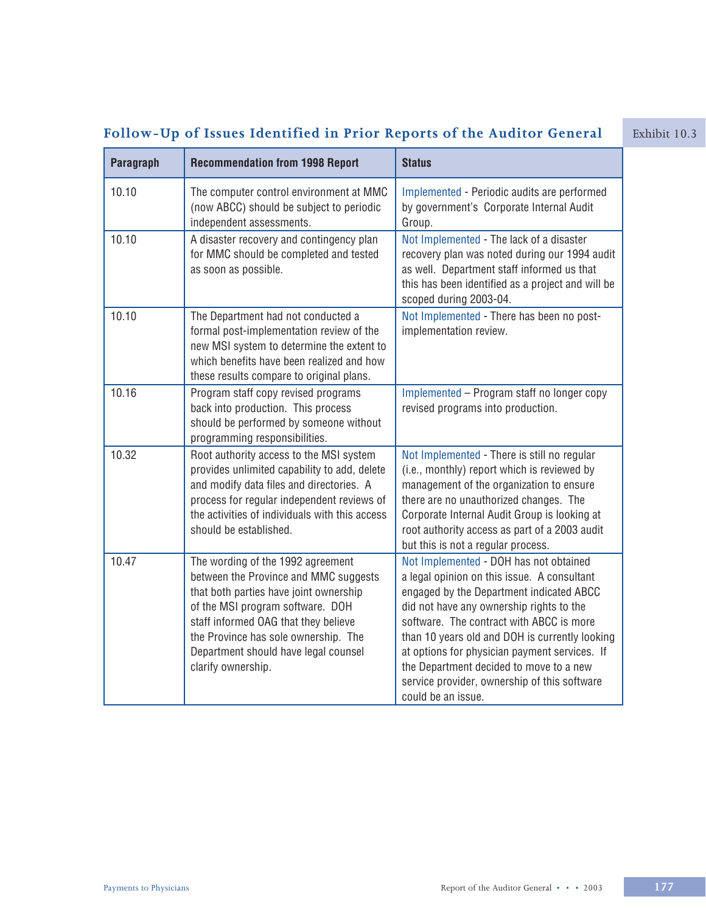## Follow-Up of Issues Identified in Prior Reports of the Auditor General

Exhibit 10.3

| Paragraph | Recommendation from 1998 Report | Status |
|---|---|---|
| 10.10 | The computer control environment at MMC (now ABCC) should be subject to periodic independent assessments. | Implemented - Periodic audits are performed by government's Corporate Internal Audit Group. |
| 10.10 | A disaster recovery and contingency plan for MMC should be completed and tested as soon as possible. | Not Implemented - The lack of a disaster recovery plan was noted during our 1994 audit as well. Department staff informed us that this has been identified as a project and will be scoped during 2003-04. |
| 10.10 | The Department had not conducted a formal post-implementation review of the new MSI system to determine the extent to which benefits have been realized and how these results compare to original plans. | Not Implemented - There has been no post-implementation review. |
| 10.16 | Program staff copy revised programs back into production. This process should be performed by someone without programming responsibilities. | Implemented – Program staff no longer copy revised programs into production. |
| 10.32 | Root authority access to the MSI system provides unlimited capability to add, delete and modify data files and directories. A process for regular independent reviews of the activities of individuals with this access should be established. | Not Implemented - There is still no regular (i.e., monthly) report which is reviewed by management of the organization to ensure there are no unauthorized changes. The Corporate Internal Audit Group is looking at root authority access as part of a 2003 audit but this is not a regular process. |
| 10.47 | The wording of the 1992 agreement between the Province and MMC suggests that both parties have joint ownership of the MSI program software. DOH staff informed OAG that they believe the Province has sole ownership. The Department should have legal counsel clarify ownership. | Not Implemented - DOH has not obtained a legal opinion on this issue. A consultant engaged by the Department indicated ABCC did not have any ownership rights to the software. The contract with ABCC is more than 10 years old and DOH is currently looking at options for physician payment services. If the Department decided to move to a new service provider, ownership of this software could be an issue. |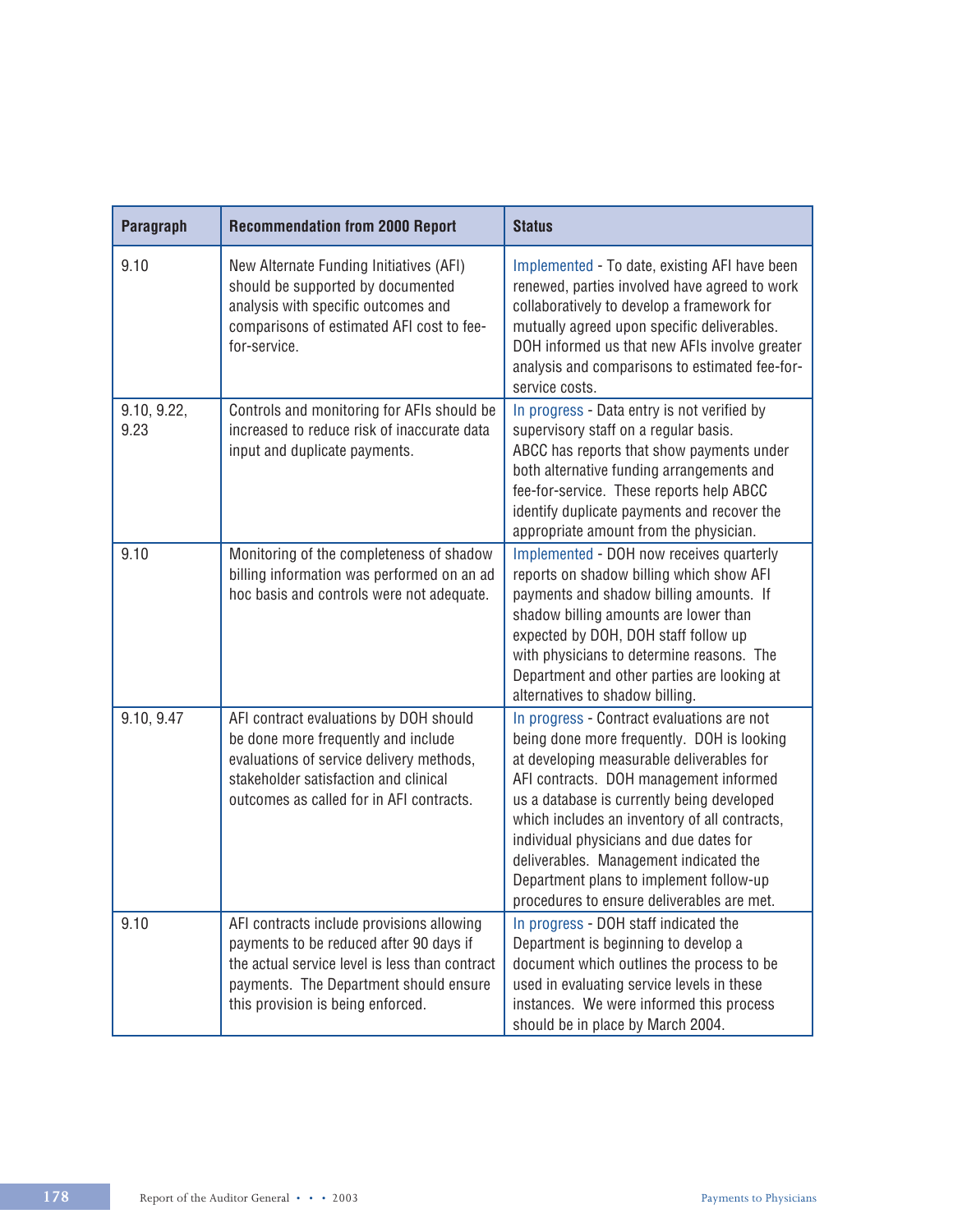| Paragraph | Recommendation from 2000 Report | Status |
|---|---|---|
| 9.10 | New Alternate Funding Initiatives (AFI) should be supported by documented analysis with specific outcomes and comparisons of estimated AFI cost to fee-for-service. | Implemented - To date, existing AFI have been renewed, parties involved have agreed to work collaboratively to develop a framework for mutually agreed upon specific deliverables. DOH informed us that new AFIs involve greater analysis and comparisons to estimated fee-for-service costs. |
| 9.10, 9.22, 9.23 | Controls and monitoring for AFIs should be increased to reduce risk of inaccurate data input and duplicate payments. | In progress - Data entry is not verified by supervisory staff on a regular basis. ABCC has reports that show payments under both alternative funding arrangements and fee-for-service. These reports help ABCC identify duplicate payments and recover the appropriate amount from the physician. |
| 9.10 | Monitoring of the completeness of shadow billing information was performed on an ad hoc basis and controls were not adequate. | Implemented - DOH now receives quarterly reports on shadow billing which show AFI payments and shadow billing amounts. If shadow billing amounts are lower than expected by DOH, DOH staff follow up with physicians to determine reasons. The Department and other parties are looking at alternatives to shadow billing. |
| 9.10, 9.47 | AFI contract evaluations by DOH should be done more frequently and include evaluations of service delivery methods, stakeholder satisfaction and clinical outcomes as called for in AFI contracts. | In progress - Contract evaluations are not being done more frequently. DOH is looking at developing measurable deliverables for AFI contracts. DOH management informed us a database is currently being developed which includes an inventory of all contracts, individual physicians and due dates for deliverables. Management indicated the Department plans to implement follow-up procedures to ensure deliverables are met. |
| 9.10 | AFI contracts include provisions allowing payments to be reduced after 90 days if the actual service level is less than contract payments. The Department should ensure this provision is being enforced. | In progress - DOH staff indicated the Department is beginning to develop a document which outlines the process to be used in evaluating service levels in these instances. We were informed this process should be in place by March 2004. |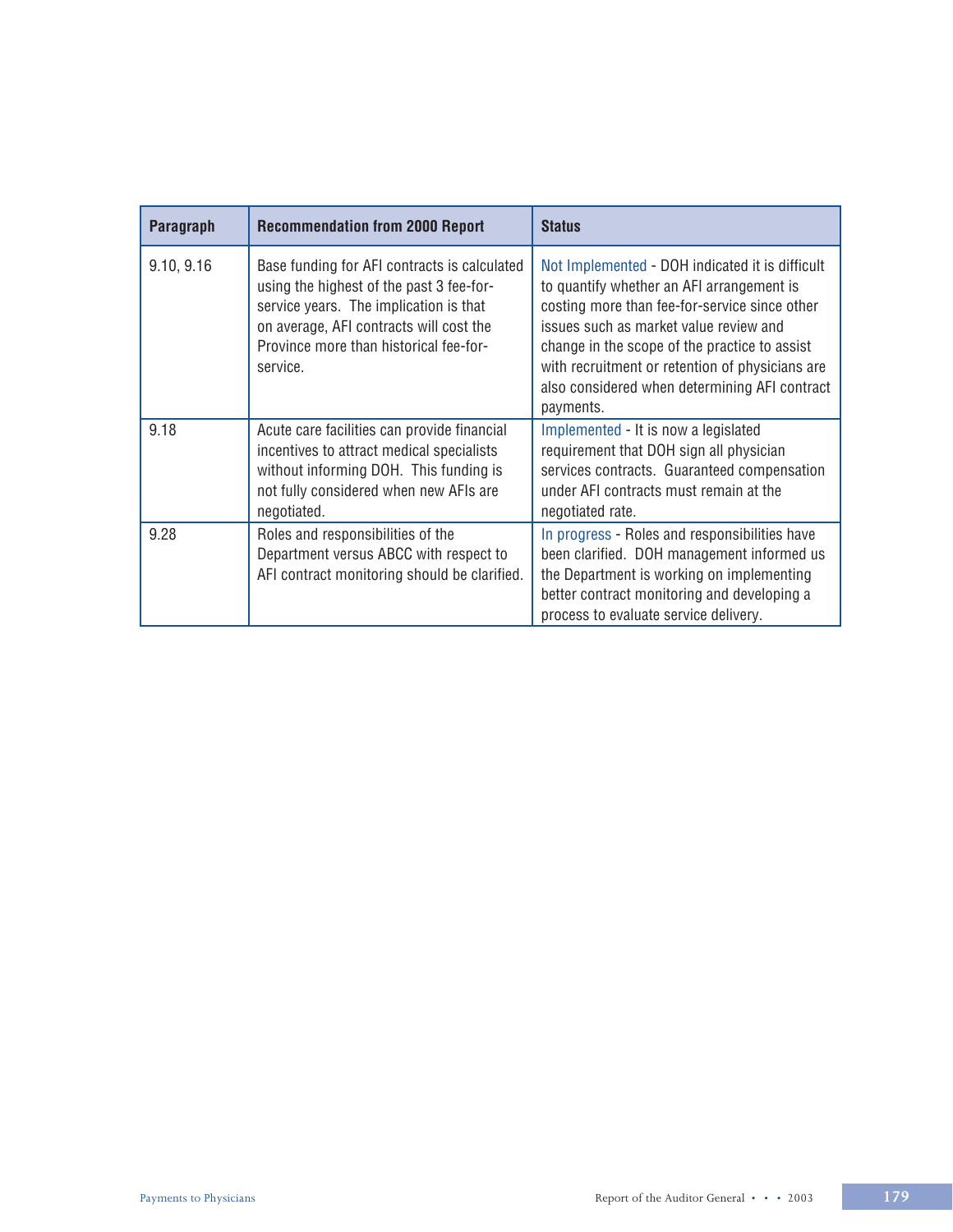| Paragraph | Recommendation from 2000 Report | Status |
|---|---|---|
| 9.10, 9.16 | Base funding for AFI contracts is calculated using the highest of the past 3 fee-for-service years. The implication is that on average, AFI contracts will cost the Province more than historical fee-for-service. | Not Implemented - DOH indicated it is difficult to quantify whether an AFI arrangement is costing more than fee-for-service since other issues such as market value review and change in the scope of the practice to assist with recruitment or retention of physicians are also considered when determining AFI contract payments. |
| 9.18 | Acute care facilities can provide financial incentives to attract medical specialists without informing DOH. This funding is not fully considered when new AFIs are negotiated. | Implemented - It is now a legislated requirement that DOH sign all physician services contracts. Guaranteed compensation under AFI contracts must remain at the negotiated rate. |
| 9.28 | Roles and responsibilities of the Department versus ABCC with respect to AFI contract monitoring should be clarified. | In progress - Roles and responsibilities have been clarified. DOH management informed us the Department is working on implementing better contract monitoring and developing a process to evaluate service delivery. |